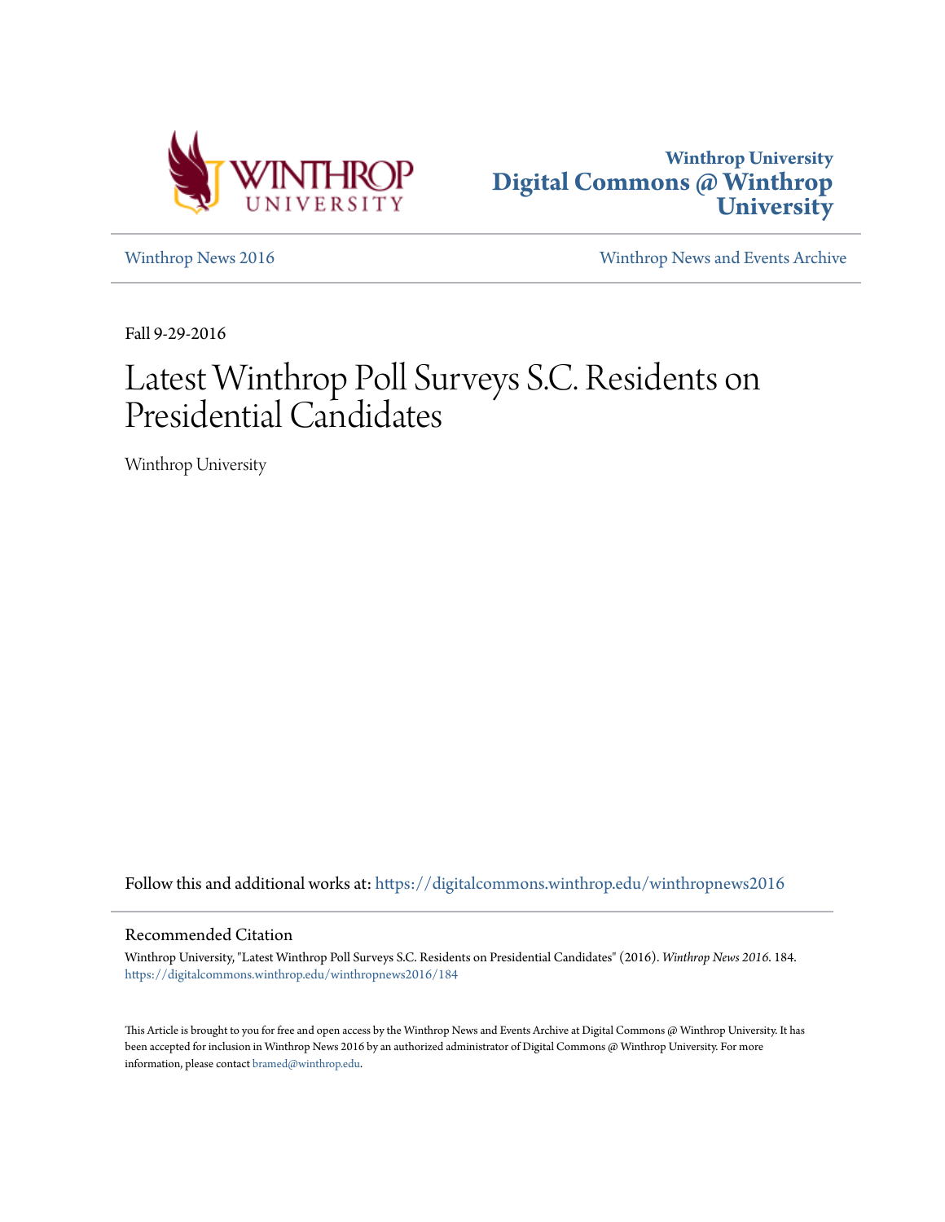Winthrop University
**Digital Commons @ Winthrop University**

Winthrop News 2016 | Winthrop News and Events Archive

Fall 9-29-2016

# Latest Winthrop Poll Surveys S.C. Residents on Presidential Candidates

Winthrop University

Follow this and additional works at: https://digitalcommons.winthrop.edu/winthropnews2016

## Recommended Citation

Winthrop University, "Latest Winthrop Poll Surveys S.C. Residents on Presidential Candidates" (2016). *Winthrop News 2016*. 184.
https://digitalcommons.winthrop.edu/winthropnews2016/184

This Article is brought to you for free and open access by the Winthrop News and Events Archive at Digital Commons @ Winthrop University. It has been accepted for inclusion in Winthrop News 2016 by an authorized administrator of Digital Commons @ Winthrop University. For more information, please contact bramed@winthrop.edu.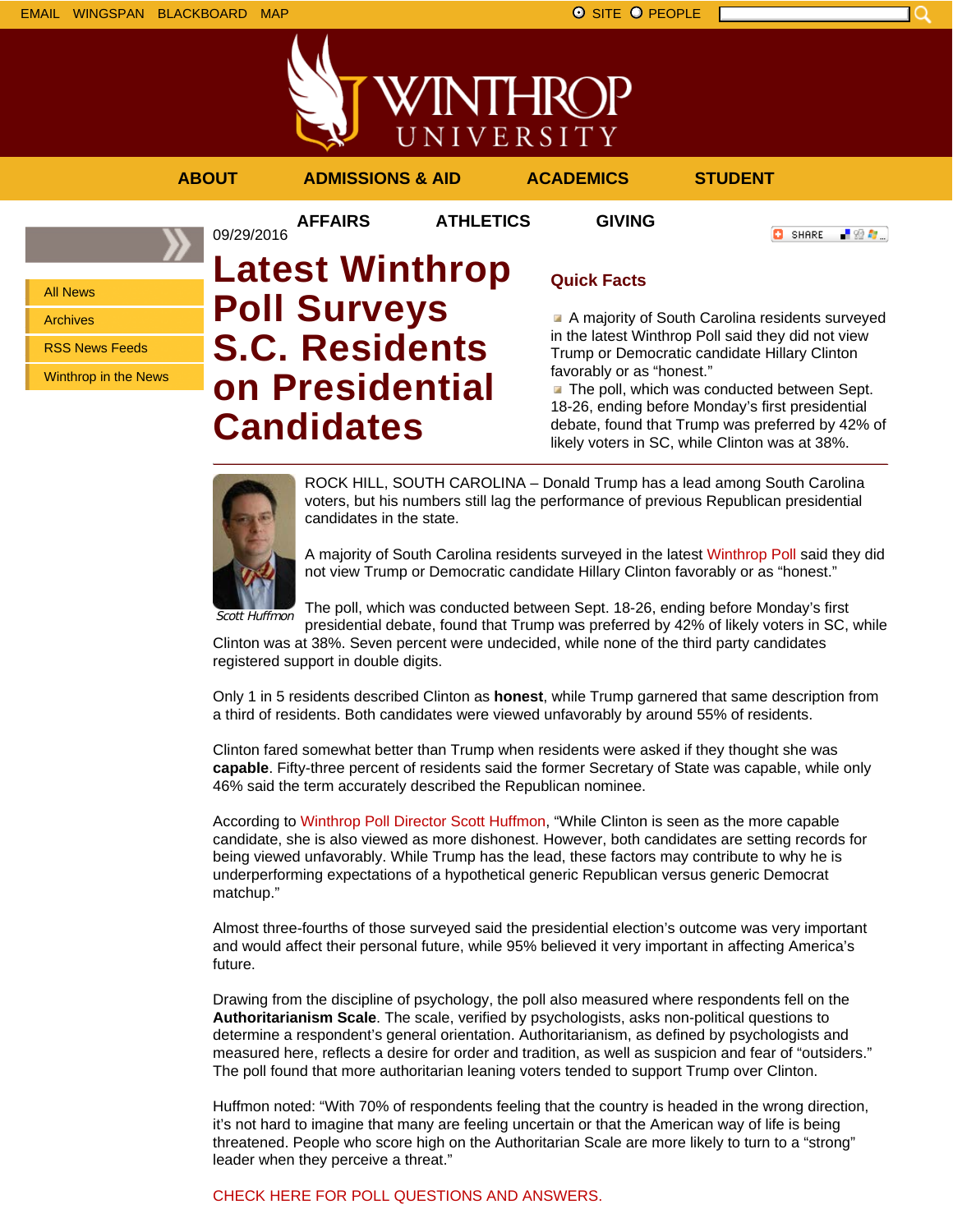EMAIL WINGSPAN BLACKBOARD MAP SITE PEOPLE

ABOUT ADMISSIONS & AID ACADEMICS STUDENT AFFAIRS ATHLETICS GIVING

- All News
- Archives
- RSS News Feeds
- Winthrop in the News

09/29/2016

# Latest Winthrop Poll Surveys S.C. Residents on Presidential Candidates

## Quick Facts

- A majority of South Carolina residents surveyed in the latest Winthrop Poll said they did not view Trump or Democratic candidate Hillary Clinton favorably or as "honest."
- The poll, which was conducted between Sept. 18-26, ending before Monday's first presidential debate, found that Trump was preferred by 42% of likely voters in SC, while Clinton was at 38%.

*Scott Huffmon*

ROCK HILL, SOUTH CAROLINA – Donald Trump has a lead among South Carolina voters, but his numbers still lag the performance of previous Republican presidential candidates in the state.

A majority of South Carolina residents surveyed in the latest Winthrop Poll said they did not view Trump or Democratic candidate Hillary Clinton favorably or as "honest."

The poll, which was conducted between Sept. 18-26, ending before Monday's first presidential debate, found that Trump was preferred by 42% of likely voters in SC, while Clinton was at 38%. Seven percent were undecided, while none of the third party candidates registered support in double digits.

Only 1 in 5 residents described Clinton as **honest**, while Trump garnered that same description from a third of residents. Both candidates were viewed unfavorably by around 55% of residents.

Clinton fared somewhat better than Trump when residents were asked if they thought she was **capable**. Fifty-three percent of residents said the former Secretary of State was capable, while only 46% said the term accurately described the Republican nominee.

According to Winthrop Poll Director Scott Huffmon, "While Clinton is seen as the more capable candidate, she is also viewed as more dishonest. However, both candidates are setting records for being viewed unfavorably. While Trump has the lead, these factors may contribute to why he is underperforming expectations of a hypothetical generic Republican versus generic Democrat matchup."

Almost three-fourths of those surveyed said the presidential election's outcome was very important and would affect their personal future, while 95% believed it very important in affecting America's future.

Drawing from the discipline of psychology, the poll also measured where respondents fell on the **Authoritarianism Scale**. The scale, verified by psychologists, asks non-political questions to determine a respondent's general orientation. Authoritarianism, as defined by psychologists and measured here, reflects a desire for order and tradition, as well as suspicion and fear of "outsiders." The poll found that more authoritarian leaning voters tended to support Trump over Clinton.

Huffmon noted: "With 70% of respondents feeling that the country is headed in the wrong direction, it's not hard to imagine that many are feeling uncertain or that the American way of life is being threatened. People who score high on the Authoritarian Scale are more likely to turn to a "strong" leader when they perceive a threat."

CHECK HERE FOR POLL QUESTIONS AND ANSWERS.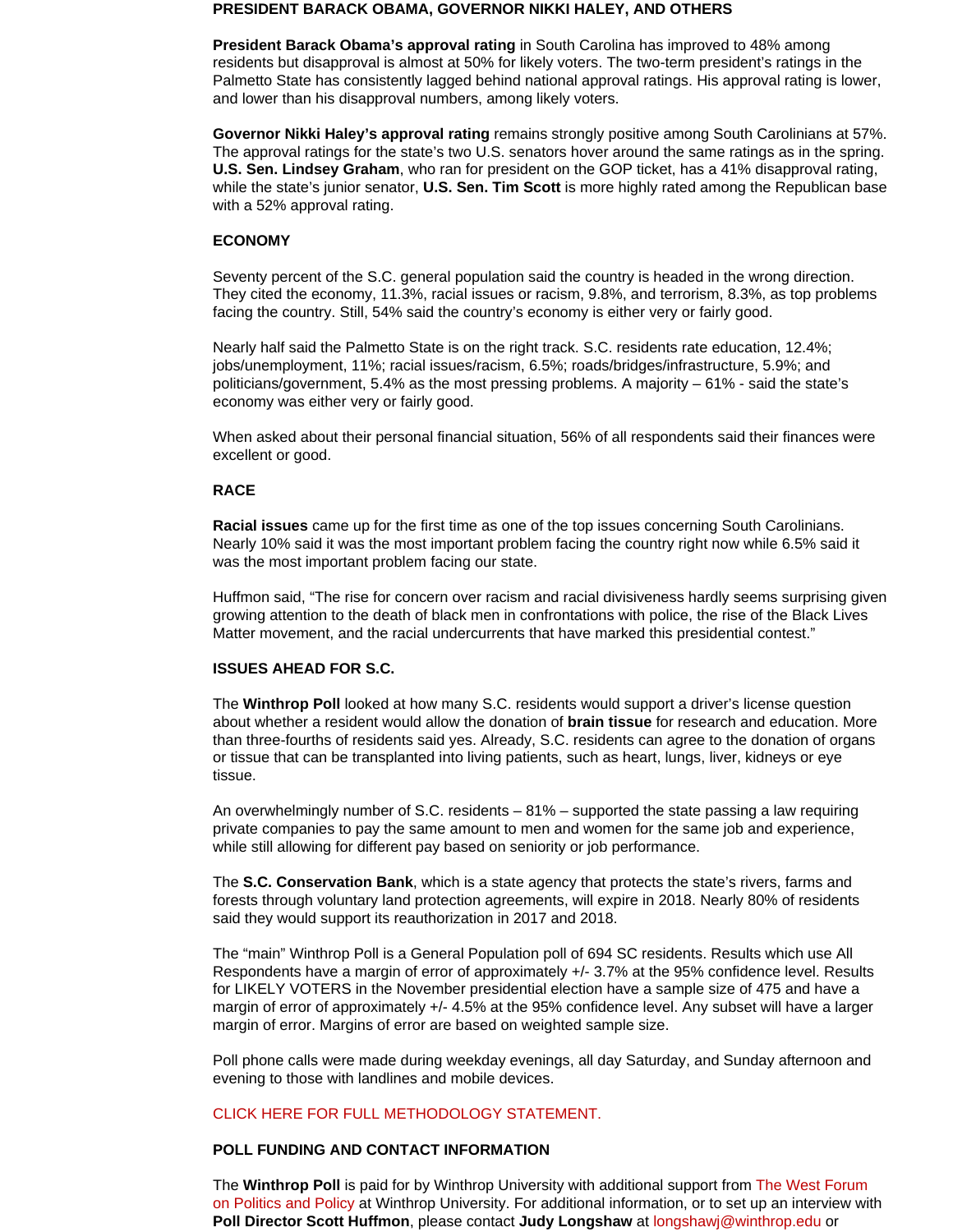**PRESIDENT BARACK OBAMA, GOVERNOR NIKKI HALEY, AND OTHERS**

**President Barack Obama's approval rating** in South Carolina has improved to 48% among residents but disapproval is almost at 50% for likely voters. The two-term president's ratings in the Palmetto State has consistently lagged behind national approval ratings. His approval rating is lower, and lower than his disapproval numbers, among likely voters.

**Governor Nikki Haley's approval rating** remains strongly positive among South Carolinians at 57%. The approval ratings for the state's two U.S. senators hover around the same ratings as in the spring. **U.S. Sen. Lindsey Graham**, who ran for president on the GOP ticket, has a 41% disapproval rating, while the state's junior senator, **U.S. Sen. Tim Scott** is more highly rated among the Republican base with a 52% approval rating.

**ECONOMY**

Seventy percent of the S.C. general population said the country is headed in the wrong direction. They cited the economy, 11.3%, racial issues or racism, 9.8%, and terrorism, 8.3%, as top problems facing the country. Still, 54% said the country's economy is either very or fairly good.

Nearly half said the Palmetto State is on the right track. S.C. residents rate education, 12.4%; jobs/unemployment, 11%; racial issues/racism, 6.5%; roads/bridges/infrastructure, 5.9%; and politicians/government, 5.4% as the most pressing problems. A majority – 61% - said the state's economy was either very or fairly good.

When asked about their personal financial situation, 56% of all respondents said their finances were excellent or good.

**RACE**

**Racial issues** came up for the first time as one of the top issues concerning South Carolinians. Nearly 10% said it was the most important problem facing the country right now while 6.5% said it was the most important problem facing our state.

Huffmon said, "The rise for concern over racism and racial divisiveness hardly seems surprising given growing attention to the death of black men in confrontations with police, the rise of the Black Lives Matter movement, and the racial undercurrents that have marked this presidential contest."

**ISSUES AHEAD FOR S.C.**

The **Winthrop Poll** looked at how many S.C. residents would support a driver's license question about whether a resident would allow the donation of **brain tissue** for research and education. More than three-fourths of residents said yes. Already, S.C. residents can agree to the donation of organs or tissue that can be transplanted into living patients, such as heart, lungs, liver, kidneys or eye tissue.

An overwhelmingly number of S.C. residents – 81% – supported the state passing a law requiring private companies to pay the same amount to men and women for the same job and experience, while still allowing for different pay based on seniority or job performance.

The **S.C. Conservation Bank**, which is a state agency that protects the state's rivers, farms and forests through voluntary land protection agreements, will expire in 2018. Nearly 80% of residents said they would support its reauthorization in 2017 and 2018.

The "main" Winthrop Poll is a General Population poll of 694 SC residents. Results which use All Respondents have a margin of error of approximately +/- 3.7% at the 95% confidence level. Results for LIKELY VOTERS in the November presidential election have a sample size of 475 and have a margin of error of approximately +/- 4.5% at the 95% confidence level. Any subset will have a larger margin of error. Margins of error are based on weighted sample size.

Poll phone calls were made during weekday evenings, all day Saturday, and Sunday afternoon and evening to those with landlines and mobile devices.

CLICK HERE FOR FULL METHODOLOGY STATEMENT.

**POLL FUNDING AND CONTACT INFORMATION**

The **Winthrop Poll** is paid for by Winthrop University with additional support from The West Forum on Politics and Policy at Winthrop University. For additional information, or to set up an interview with **Poll Director Scott Huffmon**, please contact **Judy Longshaw** at longshawj@winthrop.edu or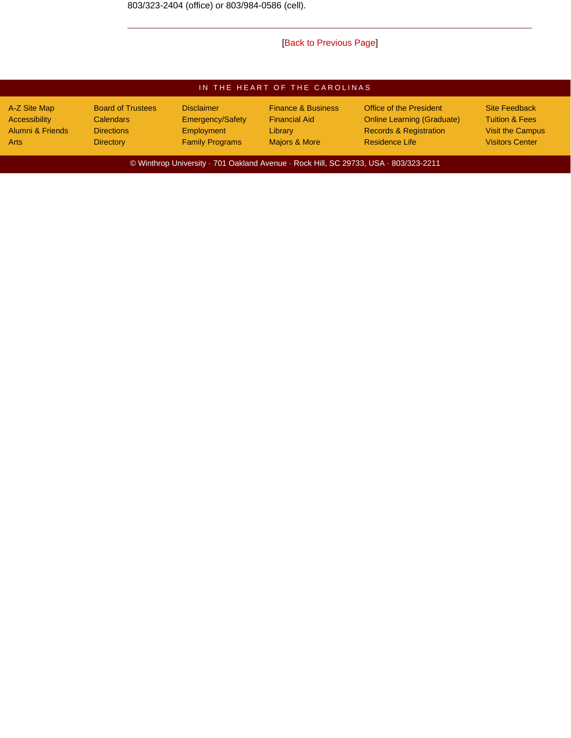803/323-2404 (office) or 803/984-0586 (cell).

---

[Back to Previous Page]

IN THE HEART OF THE CAROLINAS

A-Z Site Map
Accessibility
Alumni & Friends
Arts
Board of Trustees
Calendars
Directions
Directory
Disclaimer
Emergency/Safety
Employment
Family Programs
Finance & Business
Financial Aid
Library
Majors & More
Office of the President
Online Learning (Graduate)
Records & Registration
Residence Life
Site Feedback
Tuition & Fees
Visit the Campus
Visitors Center

© Winthrop University · 701 Oakland Avenue · Rock Hill, SC 29733, USA · 803/323-2211